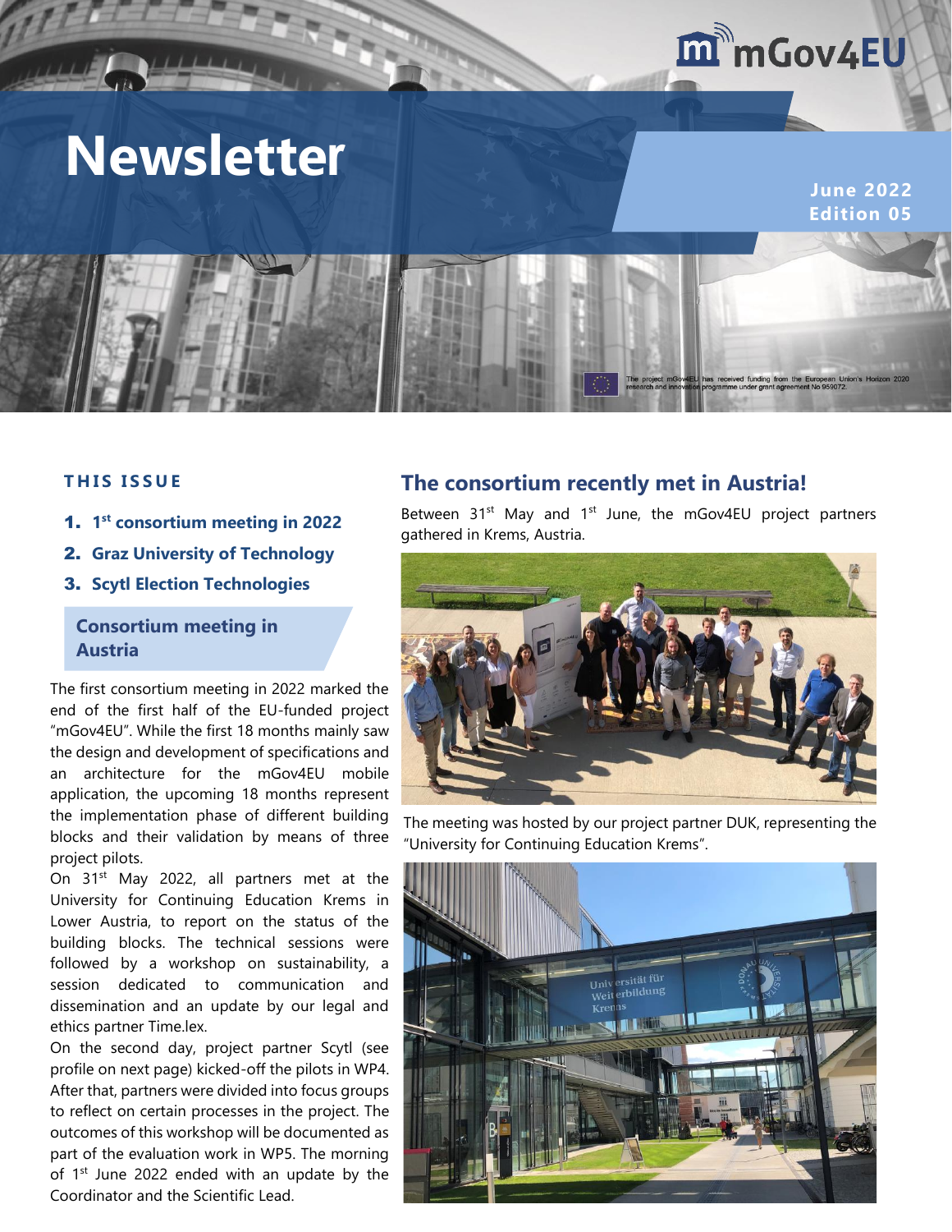# Newsletter

**June 2022**
**Edition 05**

The project mGov4EU has received funding from the European Union's Horizon 2020 research and innovation programme under grant agreement No 959072.

## THIS ISSUE

1. **1st consortium meeting in 2022**
2. **Graz University of Technology**
3. **Scytl Election Technologies**

## Consortium meeting in Austria

The first consortium meeting in 2022 marked the end of the first half of the EU-funded project "mGov4EU". While the first 18 months mainly saw the design and development of specifications and an architecture for the mGov4EU mobile application, the upcoming 18 months represent the implementation phase of different building blocks and their validation by means of three project pilots.

On 31st May 2022, all partners met at the University for Continuing Education Krems in Lower Austria, to report on the status of the building blocks. The technical sessions were followed by a workshop on sustainability, a session dedicated to communication and dissemination and an update by our legal and ethics partner Time.lex.

On the second day, project partner Scytl (see profile on next page) kicked-off the pilots in WP4. After that, partners were divided into focus groups to reflect on certain processes in the project. The outcomes of this workshop will be documented as part of the evaluation work in WP5. The morning of 1st June 2022 ended with an update by the Coordinator and the Scientific Lead.

## The consortium recently met in Austria!

Between 31st May and 1st June, the mGov4EU project partners gathered in Krems, Austria.

The meeting was hosted by our project partner DUK, representing the "University for Continuing Education Krems".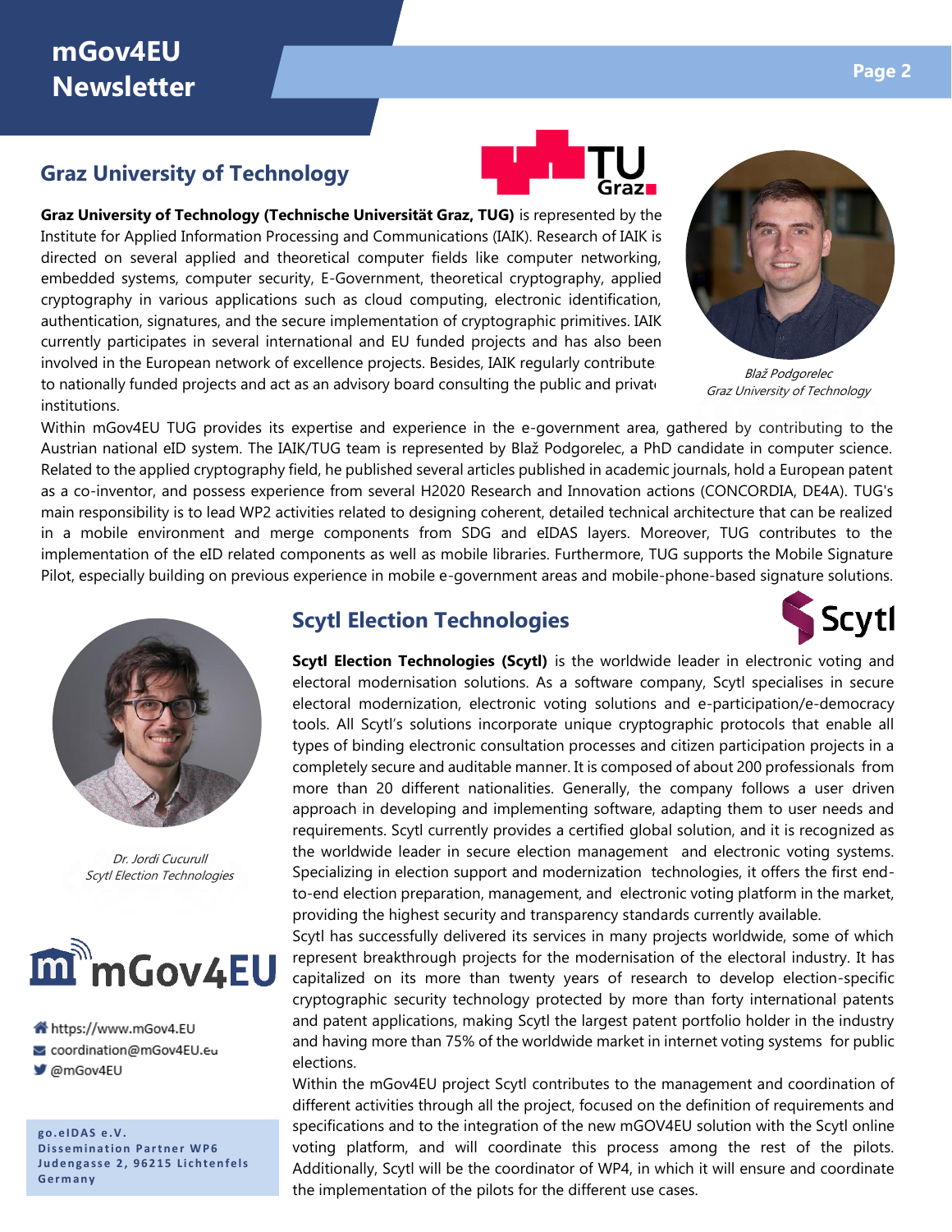## Graz University of Technology

**Graz University of Technology (Technische Universität Graz, TUG)** is represented by the Institute for Applied Information Processing and Communications (IAIK). Research of IAIK is directed on several applied and theoretical computer fields like computer networking, embedded systems, computer security, E-Government, theoretical cryptography, applied cryptography in various applications such as cloud computing, electronic identification, authentication, signatures, and the secure implementation of cryptographic primitives. IAIK currently participates in several international and EU funded projects and has also been involved in the European network of excellence projects. Besides, IAIK regularly contribute to nationally funded projects and act as an advisory board consulting the public and private institutions.

*Blaž Podgorelec*
*Graz University of Technology*

Within mGov4EU TUG provides its expertise and experience in the e-government area, gathered by contributing to the Austrian national eID system. The IAIK/TUG team is represented by Blaž Podgorelec, a PhD candidate in computer science. Related to the applied cryptography field, he published several articles published in academic journals, hold a European patent as a co-inventor, and possess experience from several H2020 Research and Innovation actions (CONCORDIA, DE4A). TUG's main responsibility is to lead WP2 activities related to designing coherent, detailed technical architecture that can be realized in a mobile environment and merge components from SDG and eIDAS layers. Moreover, TUG contributes to the implementation of the eID related components as well as mobile libraries. Furthermore, TUG supports the Mobile Signature Pilot, especially building on previous experience in mobile e-government areas and mobile-phone-based signature solutions.

## Scytl Election Technologies

*Dr. Jordi Cucurull*
*Scytl Election Technologies*

**Scytl Election Technologies (Scytl)** is the worldwide leader in electronic voting and electoral modernisation solutions. As a software company, Scytl specialises in secure electoral modernization, electronic voting solutions and e-participation/e-democracy tools. All Scytl's solutions incorporate unique cryptographic protocols that enable all types of binding electronic consultation processes and citizen participation projects in a completely secure and auditable manner. It is composed of about 200 professionals from more than 20 different nationalities. Generally, the company follows a user driven approach in developing and implementing software, adapting them to user needs and requirements. Scytl currently provides a certified global solution, and it is recognized as the worldwide leader in secure election management and electronic voting systems. Specializing in election support and modernization technologies, it offers the first end-to-end election preparation, management, and electronic voting platform in the market, providing the highest security and transparency standards currently available.

Scytl has successfully delivered its services in many projects worldwide, some of which represent breakthrough projects for the modernisation of the electoral industry. It has capitalized on its more than twenty years of research to develop election-specific cryptographic security technology protected by more than forty international patents and patent applications, making Scytl the largest patent portfolio holder in the industry and having more than 75% of the worldwide market in internet voting systems for public elections.

Within the mGov4EU project Scytl contributes to the management and coordination of different activities through all the project, focused on the definition of requirements and specifications and to the integration of the new mGOV4EU solution with the Scytl online voting platform, and will coordinate this process among the rest of the pilots. Additionally, Scytl will be the coordinator of WP4, in which it will ensure and coordinate the implementation of the pilots for the different use cases.

mGov4EU

https://www.mGov4.EU
coordination@mGov4EU.eu
@mGov4EU

**go.eIDAS e.V.**
**Dissemination Partner WP6**
**Judengasse 2, 96215 Lichtenfels**
**Germany**